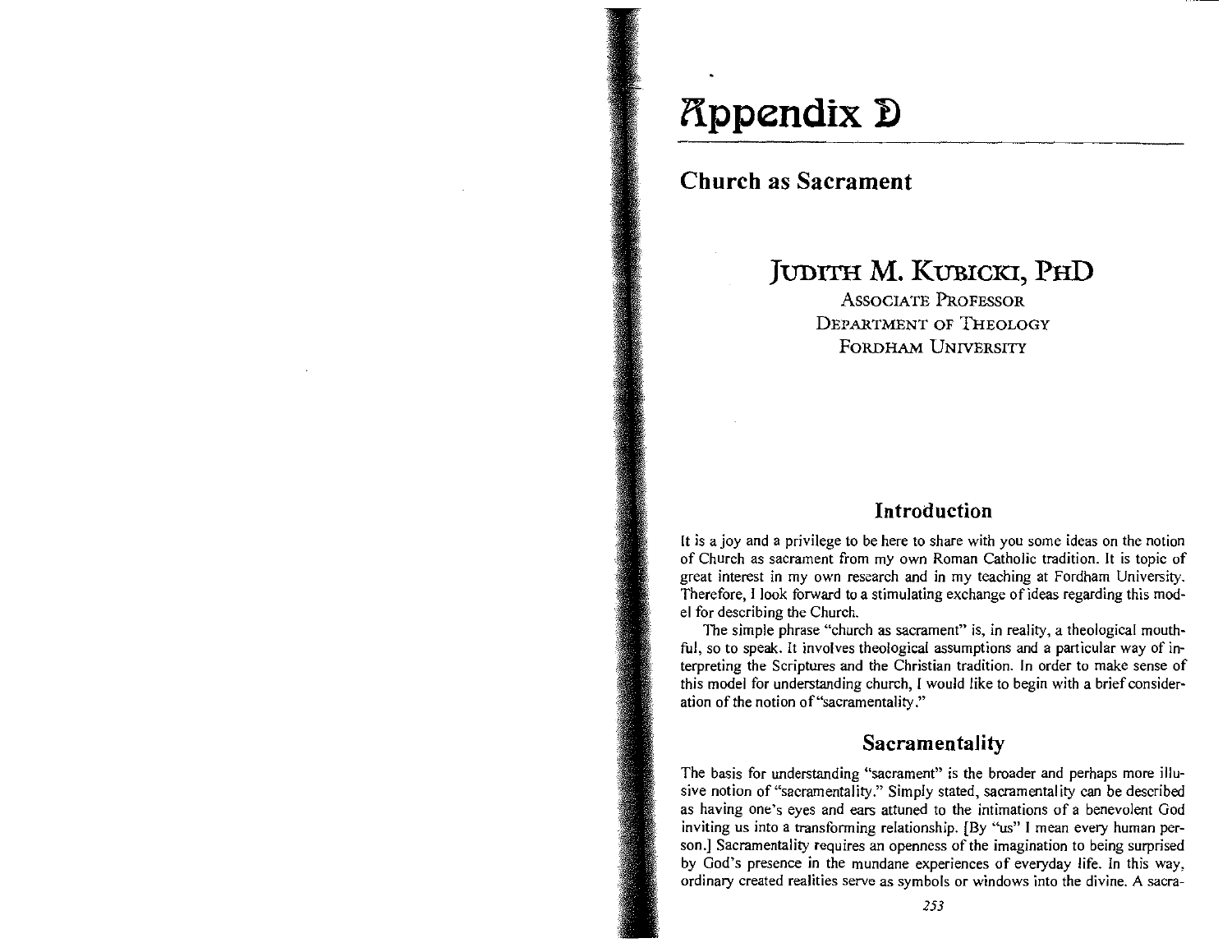# Appendix D

## Church as Sacrament

**Judith M. Kubicki, PhD**

Associate Professor
Department of Theology
Fordham University

### Introduction

It is a joy and a privilege to be here to share with you some ideas on the notion of Church as sacrament from my own Roman Catholic tradition. It is topic of great interest in my own research and in my teaching at Fordham University. Therefore, I look forward to a stimulating exchange of ideas regarding this model for describing the Church.

The simple phrase "church as sacrament" is, in reality, a theological mouthful, so to speak. It involves theological assumptions and a particular way of interpreting the Scriptures and the Christian tradition. In order to make sense of this model for understanding church, I would like to begin with a brief consideration of the notion of "sacramentality."

### Sacramentality

The basis for understanding "sacrament" is the broader and perhaps more illusive notion of "sacramentality." Simply stated, sacramentality can be described as having one's eyes and ears attuned to the intimations of a benevolent God inviting us into a transforming relationship. [By "us" I mean every human person.] Sacramentality requires an openness of the imagination to being surprised by God's presence in the mundane experiences of everyday life. In this way, ordinary created realities serve as symbols or windows into the divine. A sacra-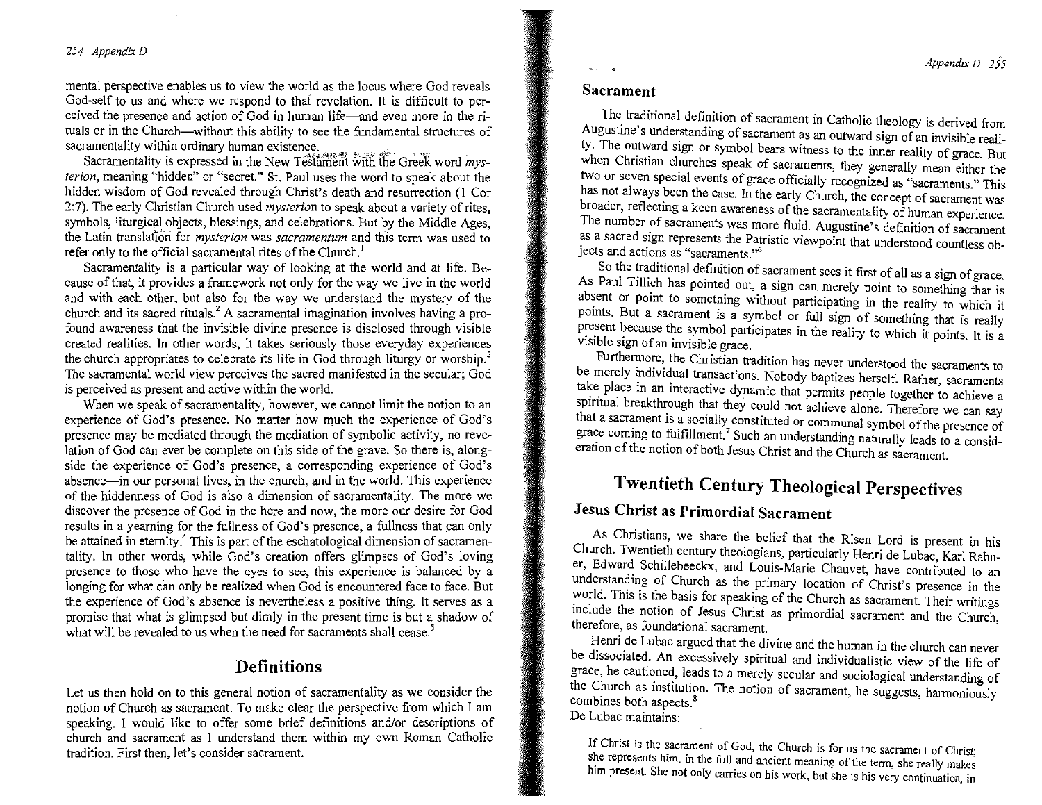mental perspective enables us to view the world as the locus where God reveals God-self to us and where we respond to that revelation. It is difficult to perceived the presence and action of God in human life—and even more in the rituals or in the Church—without this ability to see the fundamental structures of sacramentality within ordinary human existence.

Sacramentality is expressed in the New Testament with the Greek word *mysterion*, meaning "hidden" or "secret." St. Paul uses the word to speak about the hidden wisdom of God revealed through Christ's death and resurrection (1 Cor 2:7). The early Christian Church used *mysterion* to speak about a variety of rites, symbols, liturgical objects, blessings, and celebrations. But by the Middle Ages, the Latin translation for *mysterion* was *sacramentum* and this term was used to refer only to the official sacramental rites of the Church.[1]

Sacramentality is a particular way of looking at the world and at life. Because of that, it provides a framework not only for the way we live in the world and with each other, but also for the way we understand the mystery of the church and its sacred rituals.[2] A sacramental imagination involves having a profound awareness that the invisible divine presence is disclosed through visible created realities. In other words, it takes seriously those everyday experiences the church appropriates to celebrate its life in God through liturgy or worship.[3] The sacramental world view perceives the sacred manifested in the secular; God is perceived as present and active within the world.

When we speak of sacramentality, however, we cannot limit the notion to an experience of God's presence. No matter how much the experience of God's presence may be mediated through the mediation of symbolic activity, no revelation of God can ever be complete on this side of the grave. So there is, alongside the experience of God's presence, a corresponding experience of God's absence—in our personal lives, in the church, and in the world. This experience of the hiddenness of God is also a dimension of sacramentality. The more we discover the presence of God in the here and now, the more our desire for God results in a yearning for the fullness of God's presence, a fullness that can only be attained in eternity.[4] This is part of the eschatological dimension of sacramentality. In other words, while God's creation offers glimpses of God's loving presence to those who have the eyes to see, this experience is balanced by a longing for what can only be realized when God is encountered face to face. But the experience of God's absence is nevertheless a positive thing. It serves as a promise that what is glimpsed but dimly in the present time is but a shadow of what will be revealed to us when the need for sacraments shall cease.[5]

## Definitions

Let us then hold on to this general notion of sacramentality as we consider the notion of Church as sacrament. To make clear the perspective from which I am speaking, I would like to offer some brief definitions and/or descriptions of church and sacrament as I understand them within my own Roman Catholic tradition. First then, let's consider sacrament.

### Sacrament

The traditional definition of sacrament in Catholic theology is derived from Augustine's understanding of sacrament as an outward sign of an invisible reality. The outward sign or symbol bears witness to the inner reality of grace. But when Christian churches speak of sacraments, they generally mean either the two or seven special events of grace officially recognized as "sacraments." This has not always been the case. In the early Church, the concept of sacrament was broader, reflecting a keen awareness of the sacramentality of human experience. The number of sacraments was more fluid. Augustine's definition of sacrament as a sacred sign represents the Patristic viewpoint that understood countless objects and actions as "sacraments."[6]

So the traditional definition of sacrament sees it first of all as a sign of grace. As Paul Tillich has pointed out, a sign can merely point to something that is absent or point to something without participating in the reality to which it points. But a sacrament is a symbol or full sign of something that is really present because the symbol participates in the reality to which it points. It is a visible sign of an invisible grace.

Furthermore, the Christian tradition has never understood the sacraments to be merely individual transactions. Nobody baptizes herself. Rather, sacraments take place in an interactive dynamic that permits people together to achieve a spiritual breakthrough that they could not achieve alone. Therefore we can say that a sacrament is a socially constituted or communal symbol of the presence of grace coming to fulfillment.[7] Such an understanding naturally leads to a consideration of the notion of both Jesus Christ and the Church as sacrament.

## Twentieth Century Theological Perspectives

### Jesus Christ as Primordial Sacrament

As Christians, we share the belief that the Risen Lord is present in his Church. Twentieth century theologians, particularly Henri de Lubac, Karl Rahner, Edward Schillebeeckx, and Louis-Marie Chauvet, have contributed to an understanding of Church as the primary location of Christ's presence in the world. This is the basis for speaking of the Church as sacrament. Their writings include the notion of Jesus Christ as primordial sacrament and the Church, therefore, as foundational sacrament.

Henri de Lubac argued that the divine and the human in the church can never be dissociated. An excessively spiritual and individualistic view of the life of grace, he cautioned, leads to a merely secular and sociological understanding of the Church as institution. The notion of sacrament, he suggests, harmoniously combines both aspects.[8]

De Lubac maintains:

> If Christ is the sacrament of God, the Church is for us the sacrament of Christ; she represents him, in the full and ancient meaning of the term, she really makes him present. She not only carries on his work, but she is his very continuation, in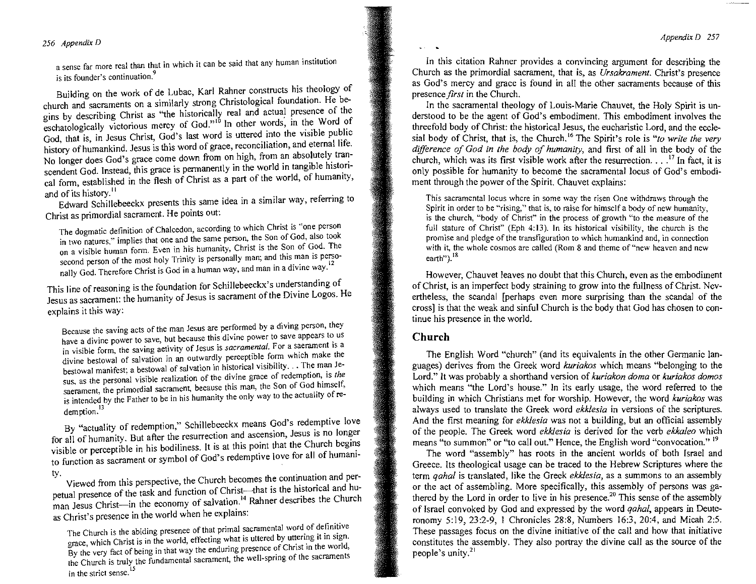a sense far more real than that in which it can be said that any human institution is its founder's continuation.[9]

Building on the work of de Lubac, Karl Rahner constructs his theology of church and sacraments on a similarly strong Christological foundation. He begins by describing Christ as "the historically real and actual presence of the eschatologically victorious mercy of God."[10] In other words, in the Word of God, that is, in Jesus Christ, God's last word is uttered into the visible public history of humankind. Jesus is this word of grace, reconciliation, and eternal life. No longer does God's grace come down from on high, from an absolutely transcendent God. Instead, this grace is permanently in the world in tangible historical form, established in the flesh of Christ as a part of the world, of humanity, and of its history.[11]

Edward Schillebeeckx presents this same idea in a similar way, referring to Christ as primordial sacrament. He points out:

> The dogmatic definition of Chalcedon, according to which Christ is "one person in two natures," implies that one and the same person, the Son of God, also took on a visible human form. Even in his humanity, Christ is the Son of God. The second person of the most holy Trinity is personally man; and this man is personally God. Therefore Christ is God in a human way, and man in a divine way.[12]

This line of reasoning is the foundation for Schillebeeckx's understanding of Jesus as sacrament: the humanity of Jesus is sacrament of the Divine Logos. He explains it this way:

> Because the saving acts of the man Jesus are performed by a diving person, they have a divine power to save, but because this divine power to save appears to us in visible form, the saving activity of Jesus is *sacramental*. For a sacrament is a divine bestowal of salvation in an outwardly perceptible form which make the bestowal manifest; a bestowal of salvation in historical visibility. . . The man Jesus, as the personal visible realization of the divine grace of redemption, is *the* sacrament, the primordial sacrament, because this man, the Son of God himself, is intended by the Father to be in his humanity the only way to the actuality of redemption.[13]

By "actuality of redemption," Schillebeeckx means God's redemptive love for all of humanity. But after the resurrection and ascension, Jesus is no longer visible or perceptible in his bodiliness. It is at this point that the Church begins to function as sacrament or symbol of God's redemptive love for all of humanity.

Viewed from this perspective, the Church becomes the continuation and perpetual presence of the task and function of Christ—that is the historical and human Jesus Christ—in the economy of salvation.[14] Rahner describes the Church as Christ's presence in the world when he explains:

> The Church is the abiding presence of that primal sacramental word of definitive grace, which Christ is in the world, effecting what is uttered by uttering it in sign. By the very fact of being in that way the enduring presence of Christ in the world, the Church is truly the fundamental sacrament, the well-spring of the sacraments in the strict sense.[15]

In this citation Rahner provides a convincing argument for describing the Church as the primordial sacrament, that is, as *Ursakrament*. Christ's presence as God's mercy and grace is found in all the other sacraments because of this presence *first* in the Church.

In the sacramental theology of Louis-Marie Chauvet, the Holy Spirit is understood to be the agent of God's embodiment. This embodiment involves the threefold body of Christ: the historical Jesus, the eucharistic Lord, and the ecclesial body of Christ, that is, the Church.[16] The Spirit's role is "*to write the very difference of God in the body of humanity*, and first of all in the body of the church, which was its first visible work after the resurrection. . . .[17] In fact, it is only possible for humanity to become the sacramental locus of God's embodiment through the power of the Spirit. Chauvet explains:

> This sacramental locus where in some way the risen One withdraws through the Spirit in order to be "rising," that is, to raise for himself a body of new humanity, is the church, "body of Christ" in the process of growth "to the measure of the full stature of Christ" (Eph 4:13). In its historical visibility, the church is the promise and pledge of the transfiguration to which humankind and, in connection with it, the whole cosmos are called (Rom 8 and theme of "new heaven and new earth").[18]

However, Chauvet leaves no doubt that this Church, even as the embodiment of Christ, is an imperfect body straining to grow into the fullness of Christ. Nevertheless, the scandal [perhaps even more surprising than the scandal of the cross] is that the weak and sinful Church is the body that God has chosen to continue his presence in the world.

## Church

The English Word "church" (and its equivalents in the other Germanic languages) derives from the Greek word *kuriakos* which means "belonging to the Lord." It was probably a shorthand version of *kuriakon doma* or *kuriakos domos* which means "the Lord's house." In its early usage, the word referred to the building in which Christians met for worship. However, the word *kuriakos* was always used to translate the Greek word *ekklesia* in versions of the scriptures. And the first meaning for *ekklesia* was not a building, but an official assembly of the people. The Greek word *ekklesia* is derived for the verb *ekkaleo* which means "to summon" or "to call out." Hence, the English word "convocation."[19]

The word "assembly" has roots in the ancient worlds of both Israel and Greece. Its theological usage can be traced to the Hebrew Scriptures where the term *qahal* is translated, like the Greek *ekklesia*, as a summons to an assembly or the act of assembling. More specifically, this assembly of persons was gathered by the Lord in order to live in his presence.[20] This sense of the assembly of Israel convoked by God and expressed by the word *qahal*, appears in Deuteronomy 5:19, 23:2-9, 1 Chronicles 28:8, Numbers 16:3, 20:4, and Micah 2:5. These passages focus on the divine initiative of the call and how that initiative constitutes the assembly. They also portray the divine call as the source of the people's unity.[21]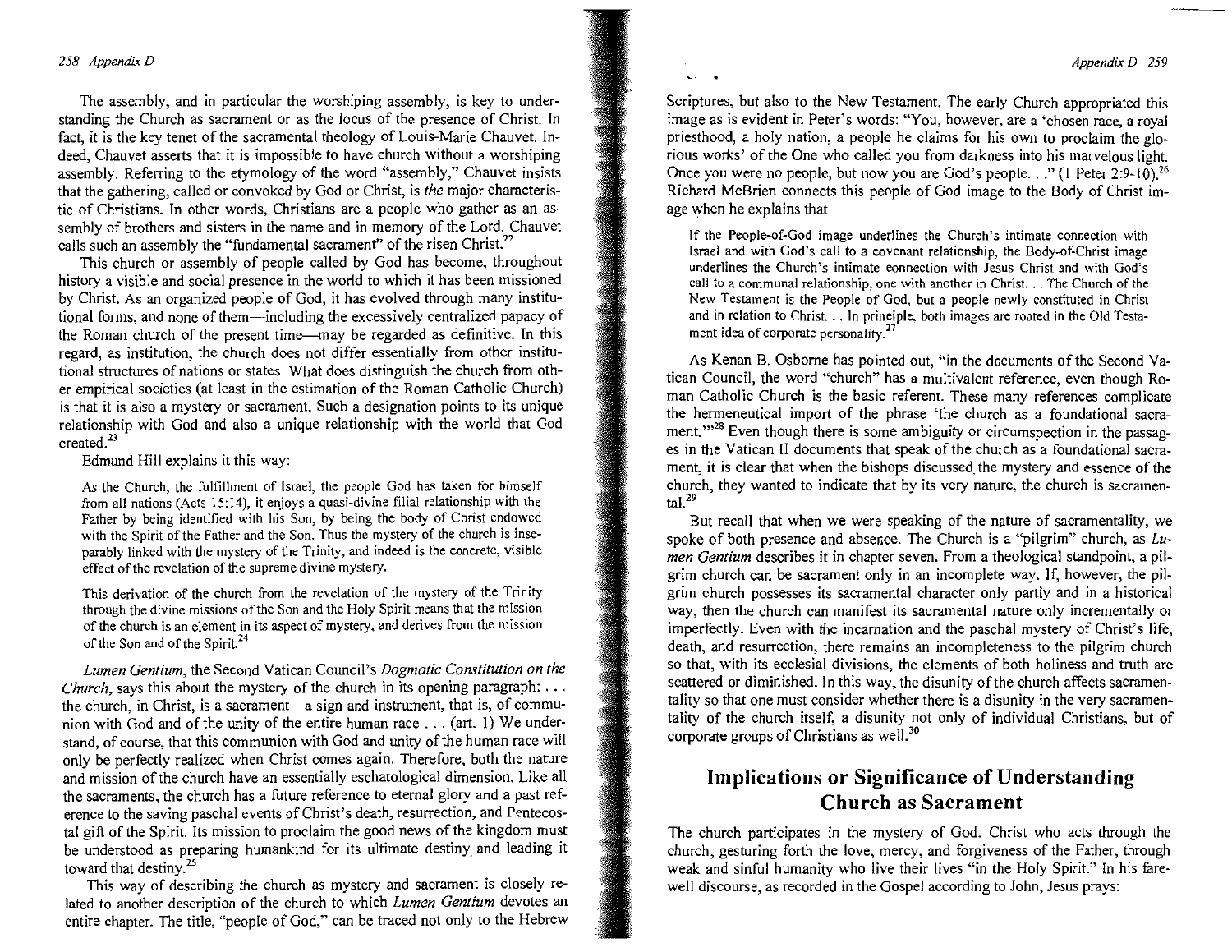The assembly, and in particular the worshiping assembly, is key to understanding the Church as sacrament or as the locus of the presence of Christ. In fact, it is the key tenet of the sacramental theology of Louis-Marie Chauvet. Indeed, Chauvet asserts that it is impossible to have church without a worshiping assembly. Referring to the etymology of the word "assembly," Chauvet insists that the gathering, called or convoked by God or Christ, is *the* major characteristic of Christians. In other words, Christians are a people who gather as an assembly of brothers and sisters in the name and in memory of the Lord. Chauvet calls such an assembly the "fundamental sacrament" of the risen Christ.[22]

This church or assembly of people called by God has become, throughout history a visible and social presence in the world to which it has been missioned by Christ. As an organized people of God, it has evolved through many institutional forms, and none of them—including the excessively centralized papacy of the Roman church of the present time—may be regarded as definitive. In this regard, as institution, the church does not differ essentially from other institutional structures of nations or states. What does distinguish the church from other empirical societies (at least in the estimation of the Roman Catholic Church) is that it is also a mystery or sacrament. Such a designation points to its unique relationship with God and also a unique relationship with the world that God created.[23]

Edmund Hill explains it this way:

> As the Church, the fulfillment of Israel, the people God has taken for himself from all nations (Acts 15:14), it enjoys a quasi-divine filial relationship with the Father by being identified with his Son, by being the body of Christ endowed with the Spirit of the Father and the Son. Thus the mystery of the church is inseparably linked with the mystery of the Trinity, and indeed is the concrete, visible effect of the revelation of the supreme divine mystery.
>
> This derivation of the church from the revelation of the mystery of the Trinity through the divine missions of the Son and the Holy Spirit means that the mission of the church is an element in its aspect of mystery, and derives from the mission of the Son and of the Spirit.[24]

*Lumen Gentium*, the Second Vatican Council's *Dogmatic Constitution on the Church*, says this about the mystery of the church in its opening paragraph: . . . the church, in Christ, is a sacrament—a sign and instrument, that is, of communion with God and of the unity of the entire human race . . . (art. 1) We understand, of course, that this communion with God and unity of the human race will only be perfectly realized when Christ comes again. Therefore, both the nature and mission of the church have an essentially eschatological dimension. Like all the sacraments, the church has a future reference to eternal glory and a past reference to the saving paschal events of Christ's death, resurrection, and Pentecostal gift of the Spirit. Its mission to proclaim the good news of the kingdom must be understood as preparing humankind for its ultimate destiny and leading it toward that destiny.[25]

This way of describing the church as mystery and sacrament is closely related to another description of the church to which *Lumen Gentium* devotes an entire chapter. The title, "people of God," can be traced not only to the Hebrew Scriptures, but also to the New Testament. The early Church appropriated this image as is evident in Peter's words: "You, however, are a 'chosen race, a royal priesthood, a holy nation, a people he claims for his own to proclaim the glorious works' of the One who called you from darkness into his marvelous light. Once you were no people, but now you are God's people. . ." (1 Peter 2:9-10).[26] Richard McBrien connects this people of God image to the Body of Christ image when he explains that

> If the People-of-God image underlines the Church's intimate connection with Israel and with God's call to a covenant relationship, the Body-of-Christ image underlines the Church's intimate connection with Jesus Christ and with God's call to a communal relationship, one with another in Christ. . . The Church of the New Testament is the People of God, but a people newly constituted in Christ and in relation to Christ. . . In principle, both images are rooted in the Old Testament idea of corporate personality.[27]

As Kenan B. Osborne has pointed out, "in the documents of the Second Vatican Council, the word "church" has a multivalent reference, even though Roman Catholic Church is the basic referent. These many references complicate the hermeneutical import of the phrase 'the church as a foundational sacrament.'"[28] Even though there is some ambiguity or circumspection in the passages in the Vatican II documents that speak of the church as a foundational sacrament, it is clear that when the bishops discussed the mystery and essence of the church, they wanted to indicate that by its very nature, the church is sacramental.[29]

But recall that when we were speaking of the nature of sacramentality, we spoke of both presence and absence. The Church is a "pilgrim" church, as *Lumen Gentium* describes it in chapter seven. From a theological standpoint, a pilgrim church can be sacrament only in an incomplete way. If, however, the pilgrim church possesses its sacramental character only partly and in a historical way, then the church can manifest its sacramental nature only incrementally or imperfectly. Even with the incarnation and the paschal mystery of Christ's life, death, and resurrection, there remains an incompleteness to the pilgrim church so that, with its ecclesial divisions, the elements of both holiness and truth are scattered or diminished. In this way, the disunity of the church affects sacramentality so that one must consider whether there is a disunity in the very sacramentality of the church itself, a disunity not only of individual Christians, but of corporate groups of Christians as well.[30]

## Implications or Significance of Understanding Church as Sacrament

The church participates in the mystery of God. Christ who acts through the church, gesturing forth the love, mercy, and forgiveness of the Father, through weak and sinful humanity who live their lives "in the Holy Spirit." In his farewell discourse, as recorded in the Gospel according to John, Jesus prays: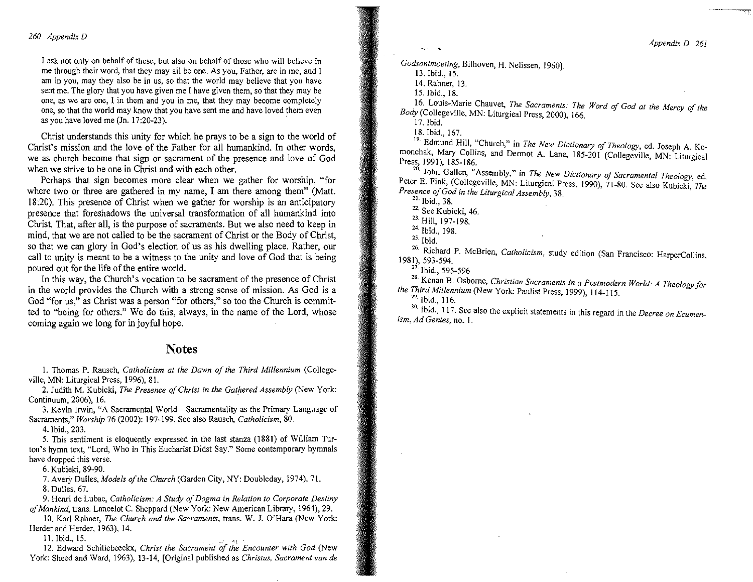I ask not only on behalf of these, but also on behalf of those who will believe in me through their word, that they may all be one. As you, Father, are in me, and I am in you, may they also be in us, so that the world may believe that you have sent me. The glory that you have given me I have given them, so that they may be one, as we are one, I in them and you in me, that they may become completely one, so that the world may know that you have sent me and have loved them even as you have loved me (Jn. 17:20-23).

Christ understands this unity for which he prays to be a sign to the world of Christ's mission and the love of the Father for all humankind. In other words, we as church become that sign or sacrament of the presence and love of God when we strive to be one in Christ and with each other.

Perhaps that sign becomes more clear when we gather for worship, "for where two or three are gathered in my name, I am there among them" (Matt. 18:20). This presence of Christ when we gather for worship is an anticipatory presence that foreshadows the universal transformation of all humankind into Christ. That, after all, is the purpose of sacraments. But we also need to keep in mind, that we are not called to be the sacrament of Christ or the Body of Christ, so that we can glory in God's election of us as his dwelling place. Rather, our call to unity is meant to be a witness to the unity and love of God that is being poured out for the life of the entire world.

In this way, the Church's vocation to be sacrament of the presence of Christ in the world provides the Church with a strong sense of mission. As God is a God "for us," as Christ was a person "for others," so too the Church is committed to "being for others." We do this, always, in the name of the Lord, whose coming again we long for in joyful hope.

## Notes

1. Thomas P. Rausch, *Catholicism at the Dawn of the Third Millennium* (Collegeville, MN: Liturgical Press, 1996), 81.

2. Judith M. Kubicki, *The Presence of Christ in the Gathered Assembly* (New York: Continuum, 2006), 16.

3. Kevin Irwin, "A Sacramental World—Sacramentality as the Primary Language of Sacraments," *Worship* 76 (2002): 197-199. See also Rausch, *Catholicism*, 80.

4. Ibid., 203.

5. This sentiment is eloquently expressed in the last stanza (1881) of William Turton's hymn text, "Lord, Who in This Eucharist Didst Say." Some contemporary hymnals have dropped this verse.

6. Kubicki, 89-90.

7. Avery Dulles, *Models of the Church* (Garden City, NY: Doubleday, 1974), 71.

8. Dulles, 67.

9. Henri de Lubac, *Catholicism: A Study of Dogma in Relation to Corporate Destiny of Mankind*, trans. Lancelot C. Sheppard (New York: New American Library, 1964), 29.

10. Karl Rahner, *The Church and the Sacraments*, trans. W. J. O'Hara (New York: Herder and Herder, 1963), 14.

11. Ibid., 15.

12. Edward Schillebeeckx, *Christ the Sacrament of the Encounter with God* (New York: Sheed and Ward, 1963), 13-14, [Original published as *Christus, Sacrament van de Godsontmoeting*, Bilhoven, H. Nelissen, 1960].

13. Ibid., 15.

14. Rahner, 13.

15. Ibid., 18.

16. Louis-Marie Chauvet, *The Sacraments: The Word of God at the Mercy of the Body* (Collegeville, MN: Liturgical Press, 2000), 166.

17. Ibid.

18. Ibid., 167.

19. Edmund Hill, "Church," in *The New Dictionary of Theology*, ed. Joseph A. Komonchak, Mary Collins, and Dermot A. Lane, 185-201 (Collegeville, MN: Liturgical Press, 1991), 185-186.

20. John Gallen, "Assembly," in *The New Dictionary of Sacramental Theology*, ed. Peter E. Fink, (Collegeville, MN: Liturgical Press, 1990), 71-80. See also Kubicki, *The Presence of God in the Liturgical Assembly*, 38.

21. Ibid., 38.

22. See Kubicki, 46.

23. Hill, 197-198.

24. Ibid., 198.

25. Ibid.

26. Richard P. McBrien, *Catholicism*, study edition (San Francisco: HarperCollins, 1981), 593-594.

27. Ibid., 595-596

28. Kenan B. Osborne, *Christian Sacraments in a Postmodern World: A Theology for the Third Millennium* (New York: Paulist Press, 1999), 114-115.

29. Ibid., 116.

30. Ibid., 117. See also the explicit statements in this regard in the *Decree on Ecumenism*, *Ad Gentes*, no. 1.